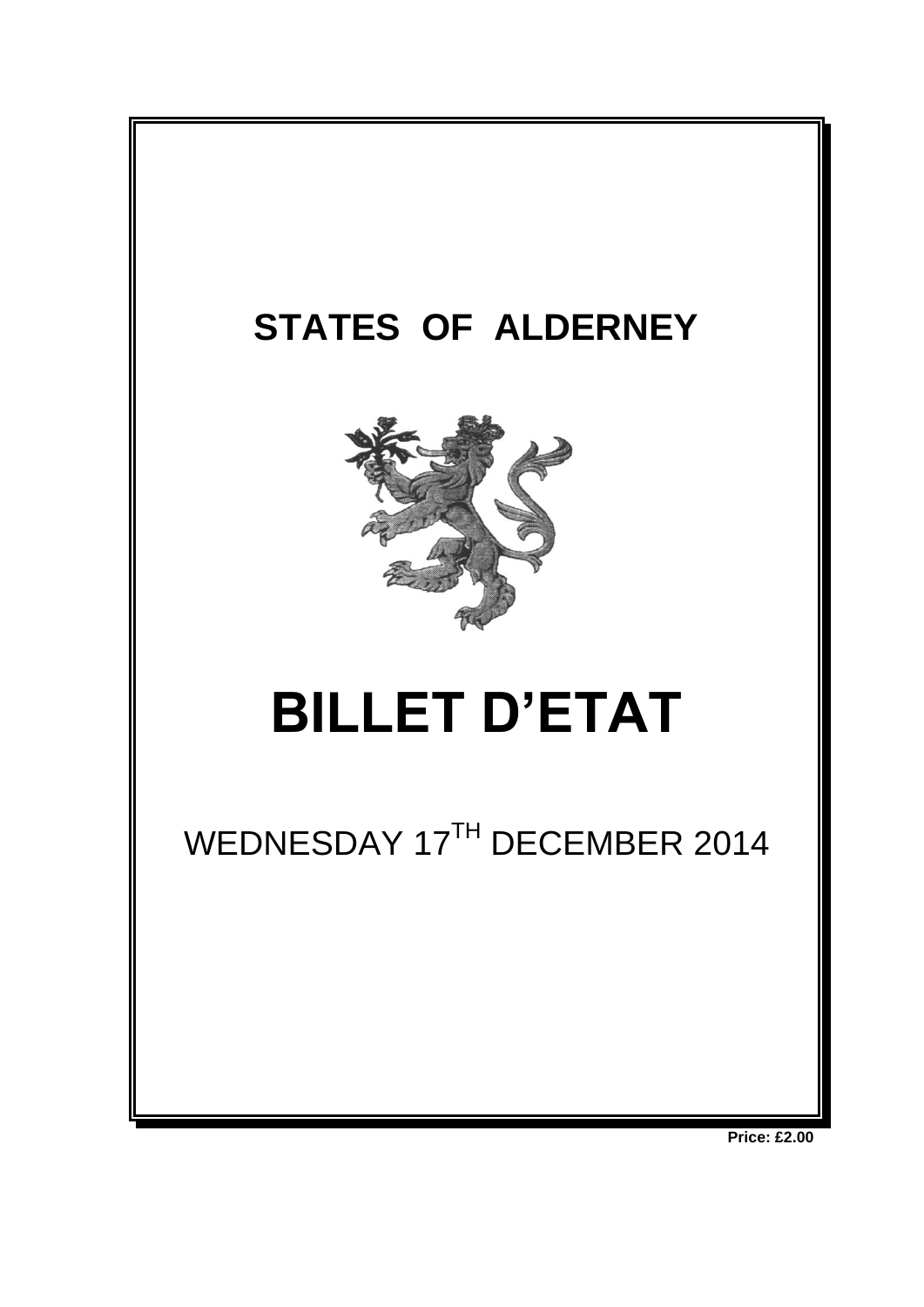# STATES OF ALDERNEY

# BILLET D'ETAT

WEDNESDAY 17TH DECEMBER 2014

**Price: £2.00**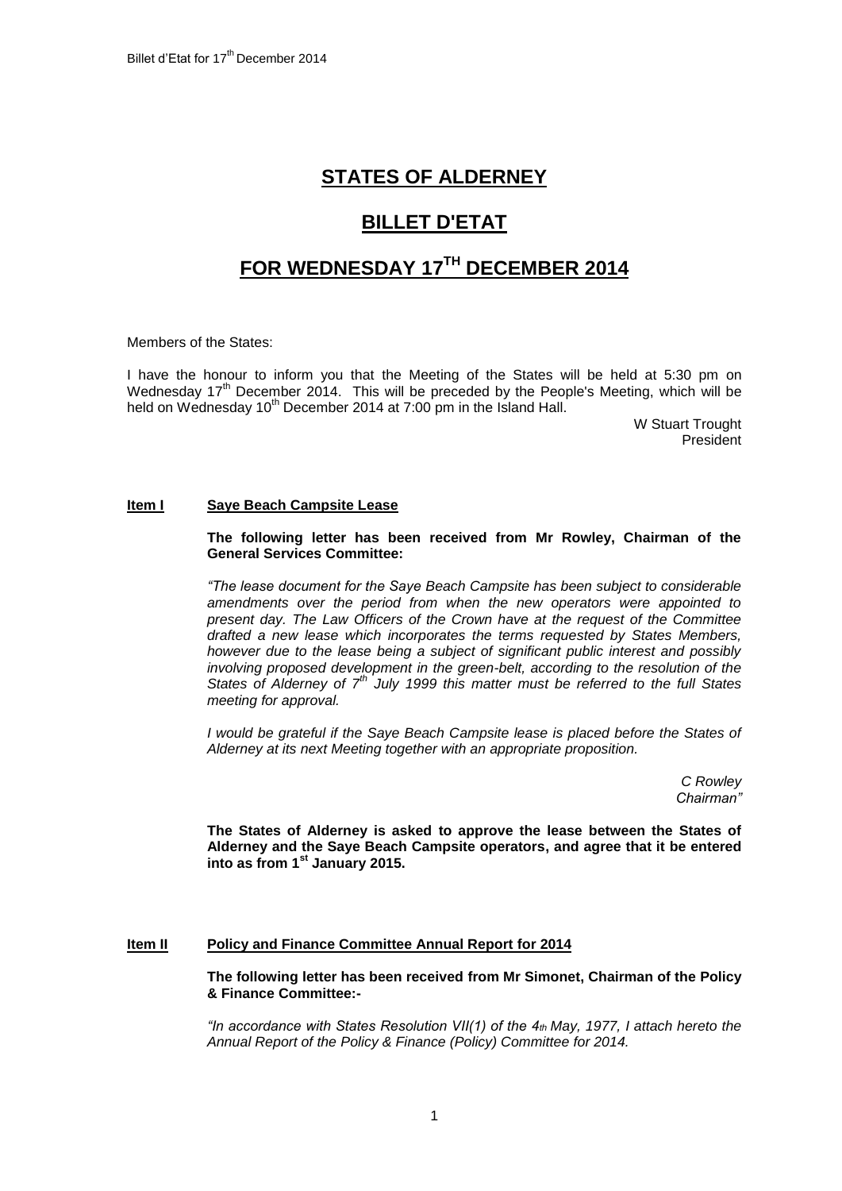# STATES OF ALDERNEY

## BILLET D'ETAT

## FOR WEDNESDAY 17TH DECEMBER 2014

Members of the States:

I have the honour to inform you that the Meeting of the States will be held at 5:30 pm on Wednesday 17th December 2014. This will be preceded by the People's Meeting, which will be held on Wednesday 10th December 2014 at 7:00 pm in the Island Hall.

W Stuart Trought
President

**Item I Saye Beach Campsite Lease**

**The following letter has been received from Mr Rowley, Chairman of the General Services Committee:**

*"The lease document for the Saye Beach Campsite has been subject to considerable amendments over the period from when the new operators were appointed to present day. The Law Officers of the Crown have at the request of the Committee drafted a new lease which incorporates the terms requested by States Members, however due to the lease being a subject of significant public interest and possibly involving proposed development in the green-belt, according to the resolution of the States of Alderney of 7th July 1999 this matter must be referred to the full States meeting for approval.*

*I would be grateful if the Saye Beach Campsite lease is placed before the States of Alderney at its next Meeting together with an appropriate proposition.*

*C Rowley*
*Chairman"*

**The States of Alderney is asked to approve the lease between the States of Alderney and the Saye Beach Campsite operators, and agree that it be entered into as from 1st January 2015.**

**Item II Policy and Finance Committee Annual Report for 2014**

**The following letter has been received from Mr Simonet, Chairman of the Policy & Finance Committee:-**

*"In accordance with States Resolution VII(1) of the 4th May, 1977, I attach hereto the Annual Report of the Policy & Finance (Policy) Committee for 2014.*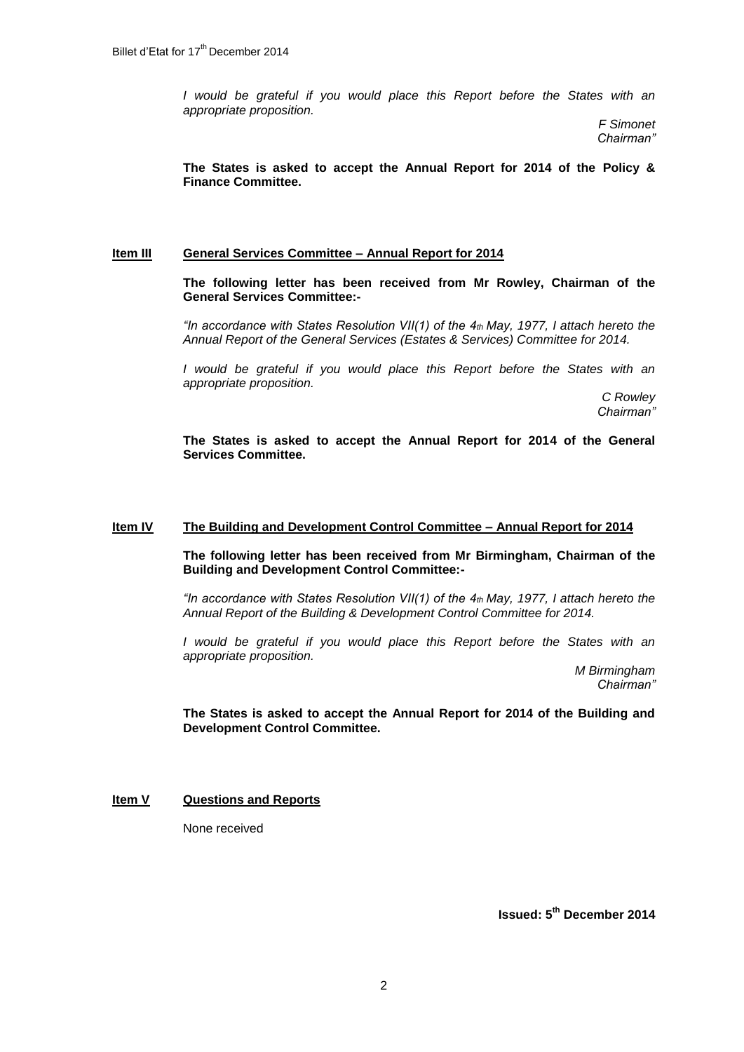*I would be grateful if you would place this Report before the States with an appropriate proposition.*

*F Simonet*
*Chairman"*

**The States is asked to accept the Annual Report for 2014 of the Policy & Finance Committee.**

**Item III** **General Services Committee – Annual Report for 2014**

**The following letter has been received from Mr Rowley, Chairman of the General Services Committee:-**

*"In accordance with States Resolution VII(1) of the 4th May, 1977, I attach hereto the Annual Report of the General Services (Estates & Services) Committee for 2014.*

*I would be grateful if you would place this Report before the States with an appropriate proposition.*

*C Rowley*
*Chairman"*

**The States is asked to accept the Annual Report for 2014 of the General Services Committee.**

**Item IV** **The Building and Development Control Committee – Annual Report for 2014**

**The following letter has been received from Mr Birmingham, Chairman of the Building and Development Control Committee:-**

*"In accordance with States Resolution VII(1) of the 4th May, 1977, I attach hereto the Annual Report of the Building & Development Control Committee for 2014.*

*I would be grateful if you would place this Report before the States with an appropriate proposition.*

*M Birmingham*
*Chairman"*

**The States is asked to accept the Annual Report for 2014 of the Building and Development Control Committee.**

**Item V** **Questions and Reports**

None received

**Issued: 5th December 2014**